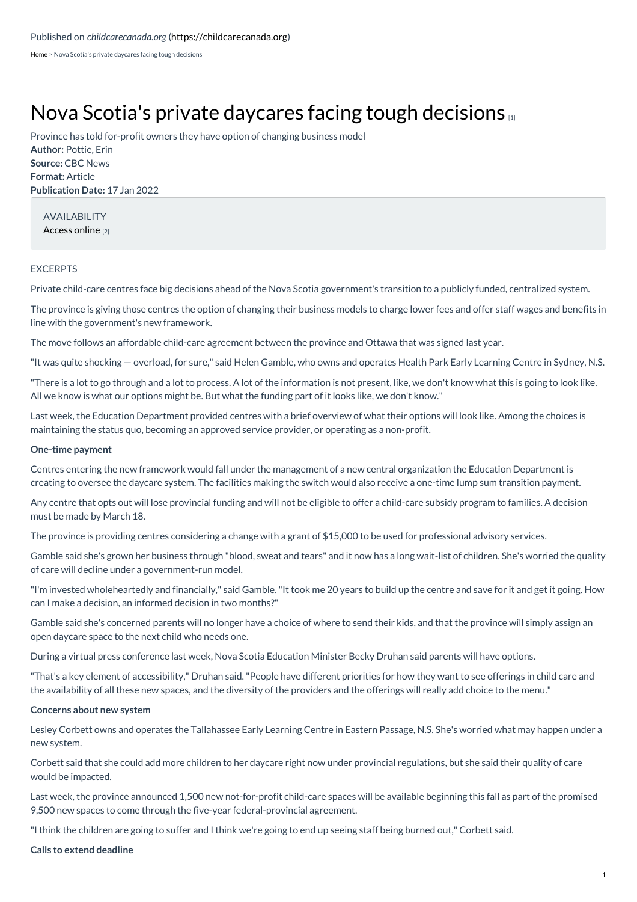Published on *childcarecanada.org* (https://childcarecanada.org)

Home > Nova Scotia's private daycares facing tough decisions

# Nova Scotia's private daycares facing tough decisions [1]

Province has told for-profit owners they have option of changing business model
**Author:** Pottie, Erin
**Source:** CBC News
**Format:** Article
**Publication Date:** 17 Jan 2022

AVAILABILITY
Access online [2]

EXCERPTS

Private child-care centres face big decisions ahead of the Nova Scotia government's transition to a publicly funded, centralized system.

The province is giving those centres the option of changing their business models to charge lower fees and offer staff wages and benefits in line with the government's new framework.

The move follows an affordable child-care agreement between the province and Ottawa that was signed last year.

"It was quite shocking — overload, for sure," said Helen Gamble, who owns and operates Health Park Early Learning Centre in Sydney, N.S.

"There is a lot to go through and a lot to process. A lot of the information is not present, like, we don't know what this is going to look like. All we know is what our options might be. But what the funding part of it looks like, we don't know."

Last week, the Education Department provided centres with a brief overview of what their options will look like. Among the choices is maintaining the status quo, becoming an approved service provider, or operating as a non-profit.

**One-time payment**

Centres entering the new framework would fall under the management of a new central organization the Education Department is creating to oversee the daycare system. The facilities making the switch would also receive a one-time lump sum transition payment.

Any centre that opts out will lose provincial funding and will not be eligible to offer a child-care subsidy program to families. A decision must be made by March 18.

The province is providing centres considering a change with a grant of $15,000 to be used for professional advisory services.

Gamble said she's grown her business through "blood, sweat and tears" and it now has a long wait-list of children. She's worried the quality of care will decline under a government-run model.

"I'm invested wholeheartedly and financially," said Gamble. "It took me 20 years to build up the centre and save for it and get it going. How can I make a decision, an informed decision in two months?"

Gamble said she's concerned parents will no longer have a choice of where to send their kids, and that the province will simply assign an open daycare space to the next child who needs one.

During a virtual press conference last week, Nova Scotia Education Minister Becky Druhan said parents will have options.

"That's a key element of accessibility," Druhan said. "People have different priorities for how they want to see offerings in child care and the availability of all these new spaces, and the diversity of the providers and the offerings will really add choice to the menu."

**Concerns about new system**

Lesley Corbett owns and operates the Tallahassee Early Learning Centre in Eastern Passage, N.S. She's worried what may happen under a new system.

Corbett said that she could add more children to her daycare right now under provincial regulations, but she said their quality of care would be impacted.

Last week, the province announced 1,500 new not-for-profit child-care spaces will be available beginning this fall as part of the promised 9,500 new spaces to come through the five-year federal-provincial agreement.

"I think the children are going to suffer and I think we're going to end up seeing staff being burned out," Corbett said.

**Calls to extend deadline**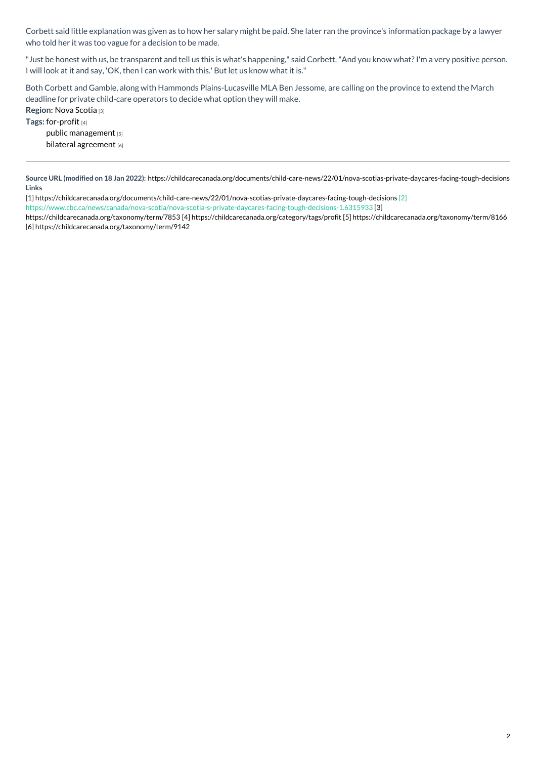Corbett said little explanation was given as to how her salary might be paid. She later ran the province's information package by a lawyer who told her it was too vague for a decision to be made.

"Just be honest with us, be transparent and tell us this is what's happening," said Corbett. "And you know what? I'm a very positive person. I will look at it and say, 'OK, then I can work with this.' But let us know what it is."

Both Corbett and Gamble, along with Hammonds Plains-Lucasville MLA Ben Jessome, are calling on the province to extend the March deadline for private child-care operators to decide what option they will make.

**Region:** Nova Scotia [3]

**Tags:** for-profit [4]
public management [5]
bilateral agreement [6]

---

**Source URL (modified on 18 Jan 2022):** https://childcarecanada.org/documents/child-care-news/22/01/nova-scotias-private-daycares-facing-tough-decisions

**Links**

[1] https://childcarecanada.org/documents/child-care-news/22/01/nova-scotias-private-daycares-facing-tough-decisions [2] https://www.cbc.ca/news/canada/nova-scotia/nova-scotia-s-private-daycares-facing-tough-decisions-1.6315933 [3] https://childcarecanada.org/taxonomy/term/7853 [4] https://childcarecanada.org/category/tags/profit [5] https://childcarecanada.org/taxonomy/term/8166 [6] https://childcarecanada.org/taxonomy/term/9142